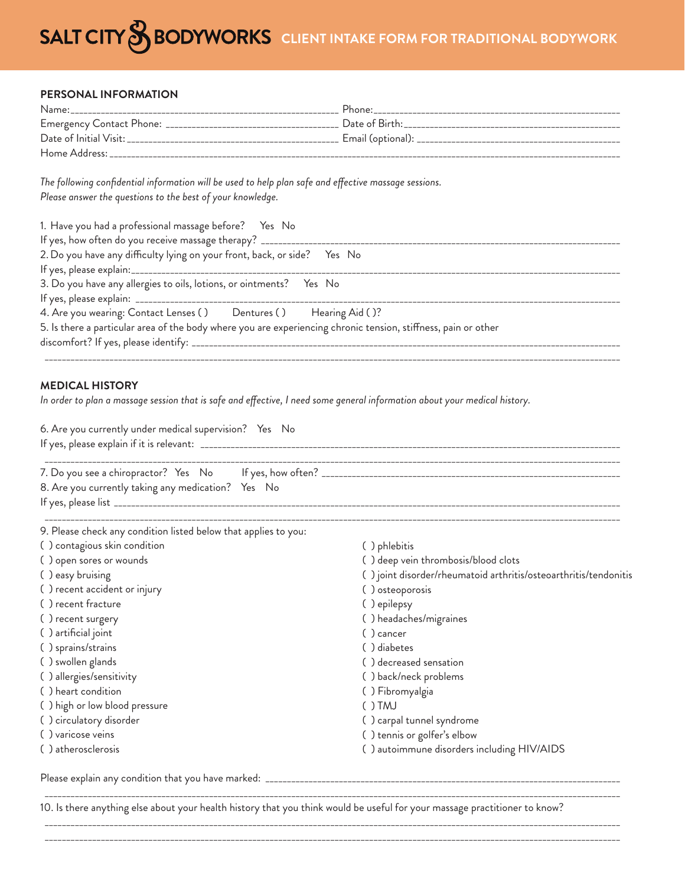# SALT CITY BODYWORKS — CLIENT INTAKE FORM FOR TRADITIONAL BODYWORK

## PERSONAL INFORMATION

Name:___________________________________ Phone:___________________________________

Emergency Contact Phone: ___________________________ Date of Birth:___________________________

Date of Initial Visit:___________________________ Email (optional): ___________________________

Home Address: ______________________________________________________________________

*The following confidential information will be used to help plan safe and effective massage sessions.*
*Please answer the questions to the best of your knowledge.*

1. Have you had a professional massage before? Yes No
If yes, how often do you receive massage therapy? ______________________________________________

2. Do you have any difficulty lying on your front, back, or side? Yes No
If yes, please explain:______________________________________________________________

3. Do you have any allergies to oils, lotions, or ointments? Yes No
If yes, please explain: ______________________________________________________________

4. Are you wearing: Contact Lenses ( ) Dentures ( ) Hearing Aid ( )?

5. Is there a particular area of the body where you are experiencing chronic tension, stiffness, pain or other discomfort? If yes, please identify: ______________________________________________
______________________________________________________________________

## MEDICAL HISTORY

*In order to plan a massage session that is safe and effective, I need some general information about your medical history.*

6. Are you currently under medical supervision? Yes No
If yes, please explain if it is relevant: ______________________________________________
______________________________________________________________________

7. Do you see a chiropractor? Yes No If yes, how often? ___________________________

8. Are you currently taking any medication? Yes No
If yes, please list ______________________________________________________________
______________________________________________________________________

9. Please check any condition listed below that applies to you:

( ) contagious skin condition
( ) open sores or wounds
( ) easy bruising
( ) recent accident or injury
( ) recent fracture
( ) recent surgery
( ) artificial joint
( ) sprains/strains
( ) swollen glands
( ) allergies/sensitivity
( ) heart condition
( ) high or low blood pressure
( ) circulatory disorder
( ) varicose veins
( ) atherosclerosis
( ) phlebitis
( ) deep vein thrombosis/blood clots
( ) joint disorder/rheumatoid arthritis/osteoarthritis/tendonitis
( ) osteoporosis
( ) epilepsy
( ) headaches/migraines
( ) cancer
( ) diabetes
( ) decreased sensation
( ) back/neck problems
( ) Fibromyalgia
( ) TMJ
( ) carpal tunnel syndrome
( ) tennis or golfer's elbow
( ) autoimmune disorders including HIV/AIDS

Please explain any condition that you have marked: ______________________________________________
______________________________________________________________________

10. Is there anything else about your health history that you think would be useful for your massage practitioner to know?
______________________________________________________________________
______________________________________________________________________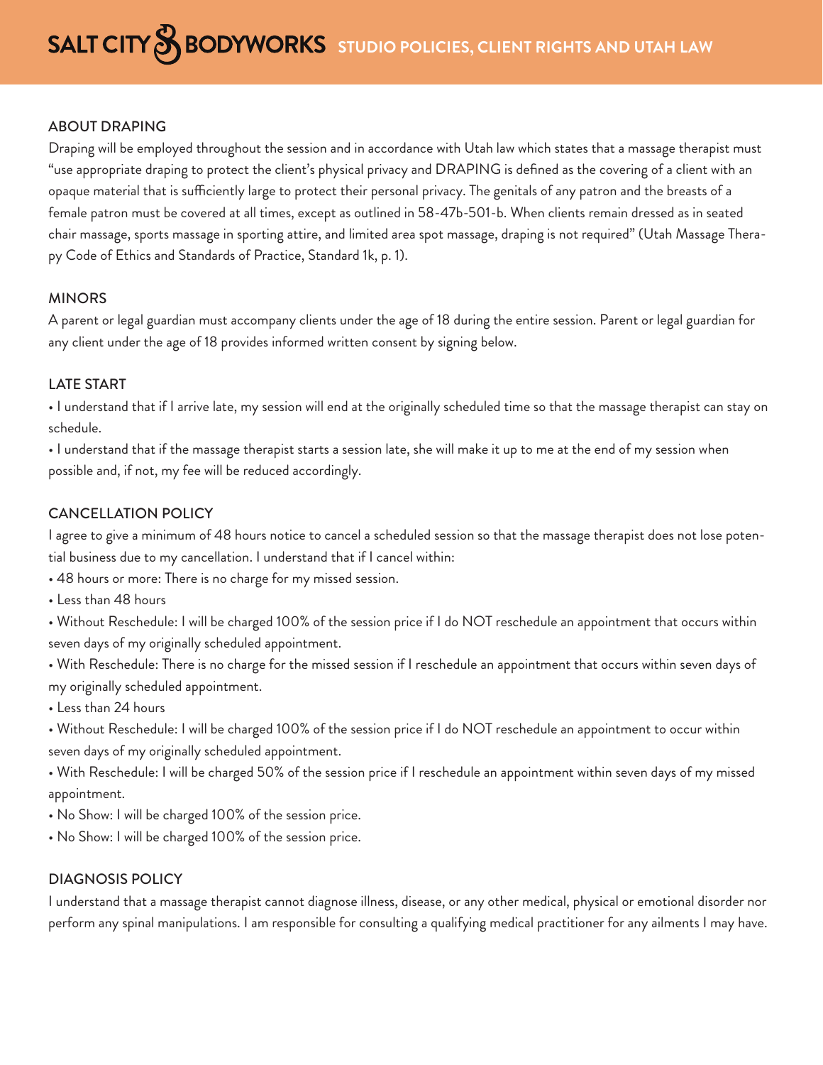## ABOUT DRAPING

Draping will be employed throughout the session and in accordance with Utah law which states that a massage therapist must "use appropriate draping to protect the client's physical privacy and DRAPING is defined as the covering of a client with an opaque material that is sufficiently large to protect their personal privacy. The genitals of any patron and the breasts of a female patron must be covered at all times, except as outlined in 58-47b-501-b. When clients remain dressed as in seated chair massage, sports massage in sporting attire, and limited area spot massage, draping is not required" (Utah Massage Therapy Code of Ethics and Standards of Practice, Standard 1k, p. 1).

## MINORS

A parent or legal guardian must accompany clients under the age of 18 during the entire session. Parent or legal guardian for any client under the age of 18 provides informed written consent by signing below.

## LATE START

- I understand that if I arrive late, my session will end at the originally scheduled time so that the massage therapist can stay on schedule.
- I understand that if the massage therapist starts a session late, she will make it up to me at the end of my session when possible and, if not, my fee will be reduced accordingly.

## CANCELLATION POLICY

I agree to give a minimum of 48 hours notice to cancel a scheduled session so that the massage therapist does not lose potential business due to my cancellation. I understand that if I cancel within:

- 48 hours or more: There is no charge for my missed session.
- Less than 48 hours
- Without Reschedule: I will be charged 100% of the session price if I do NOT reschedule an appointment that occurs within seven days of my originally scheduled appointment.
- With Reschedule: There is no charge for the missed session if I reschedule an appointment that occurs within seven days of my originally scheduled appointment.
- Less than 24 hours
- Without Reschedule: I will be charged 100% of the session price if I do NOT reschedule an appointment to occur within seven days of my originally scheduled appointment.
- With Reschedule: I will be charged 50% of the session price if I reschedule an appointment within seven days of my missed appointment.
- No Show: I will be charged 100% of the session price.
- No Show: I will be charged 100% of the session price.

## DIAGNOSIS POLICY

I understand that a massage therapist cannot diagnose illness, disease, or any other medical, physical or emotional disorder nor perform any spinal manipulations. I am responsible for consulting a qualifying medical practitioner for any ailments I may have.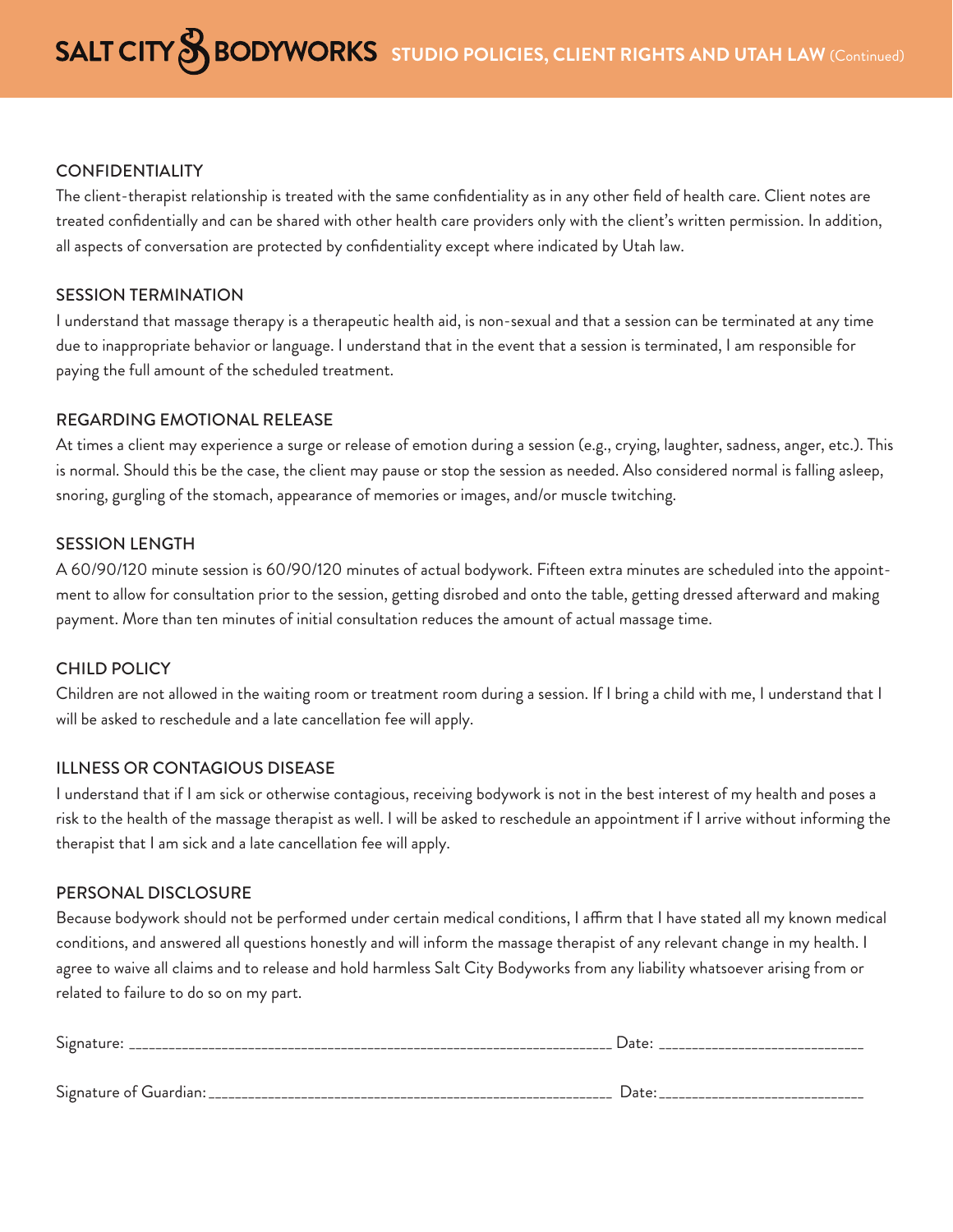## CONFIDENTIALITY

The client-therapist relationship is treated with the same confidentiality as in any other field of health care. Client notes are treated confidentially and can be shared with other health care providers only with the client's written permission. In addition, all aspects of conversation are protected by confidentiality except where indicated by Utah law.

## SESSION TERMINATION

I understand that massage therapy is a therapeutic health aid, is non-sexual and that a session can be terminated at any time due to inappropriate behavior or language. I understand that in the event that a session is terminated, I am responsible for paying the full amount of the scheduled treatment.

## REGARDING EMOTIONAL RELEASE

At times a client may experience a surge or release of emotion during a session (e.g., crying, laughter, sadness, anger, etc.). This is normal. Should this be the case, the client may pause or stop the session as needed. Also considered normal is falling asleep, snoring, gurgling of the stomach, appearance of memories or images, and/or muscle twitching.

## SESSION LENGTH

A 60/90/120 minute session is 60/90/120 minutes of actual bodywork. Fifteen extra minutes are scheduled into the appointment to allow for consultation prior to the session, getting disrobed and onto the table, getting dressed afterward and making payment. More than ten minutes of initial consultation reduces the amount of actual massage time.

## CHILD POLICY

Children are not allowed in the waiting room or treatment room during a session. If I bring a child with me, I understand that I will be asked to reschedule and a late cancellation fee will apply.

## ILLNESS OR CONTAGIOUS DISEASE

I understand that if I am sick or otherwise contagious, receiving bodywork is not in the best interest of my health and poses a risk to the health of the massage therapist as well. I will be asked to reschedule an appointment if I arrive without informing the therapist that I am sick and a late cancellation fee will apply.

## PERSONAL DISCLOSURE

Because bodywork should not be performed under certain medical conditions, I affirm that I have stated all my known medical conditions, and answered all questions honestly and will inform the massage therapist of any relevant change in my health. I agree to waive all claims and to release and hold harmless Salt City Bodyworks from any liability whatsoever arising from or related to failure to do so on my part.

Signature: ______________________________________ Date: ____________________

Signature of Guardian: ______________________________ Date: ____________________